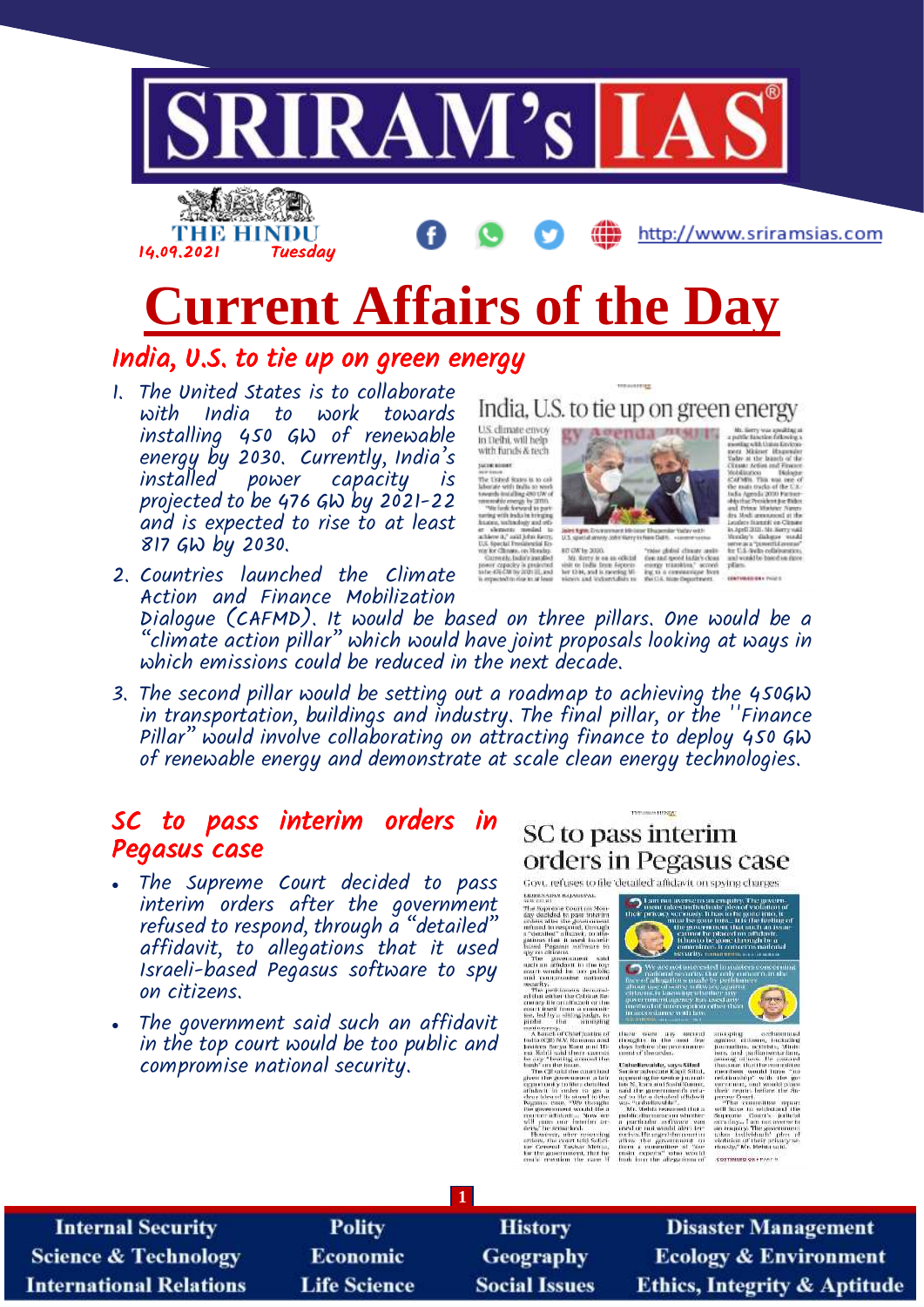# Current Affairs of the Day

14.09.2021 Tuesday

## India, U.S. to tie up on green energy

1. The United States is to collaborate with India to work towards installing 450 GW of renewable energy by 2030. Currently, India's installed power capacity is projected to be 476 GW by 2021-22 and is expected to rise to at least 817 GW by 2030.
2. Countries launched the Climate Action and Finance Mobilization Dialogue (CAFMD). It would be based on three pillars. One would be a "climate action pillar" which would have joint proposals looking at ways in which emissions could be reduced in the next decade.
3. The second pillar would be setting out a roadmap to achieving the 450GW in transportation, buildings and industry. The final pillar, or the "Finance Pillar" would involve collaborating on attracting finance to deploy 450 GW of renewable energy and demonstrate at scale clean energy technologies.

## SC to pass interim orders in Pegasus case

- The Supreme Court decided to pass interim orders after the government refused to respond, through a "detailed" affidavit, to allegations that it used Israeli-based Pegasus software to spy on citizens.
- The government said such an affidavit in the top court would be too public and compromise national security.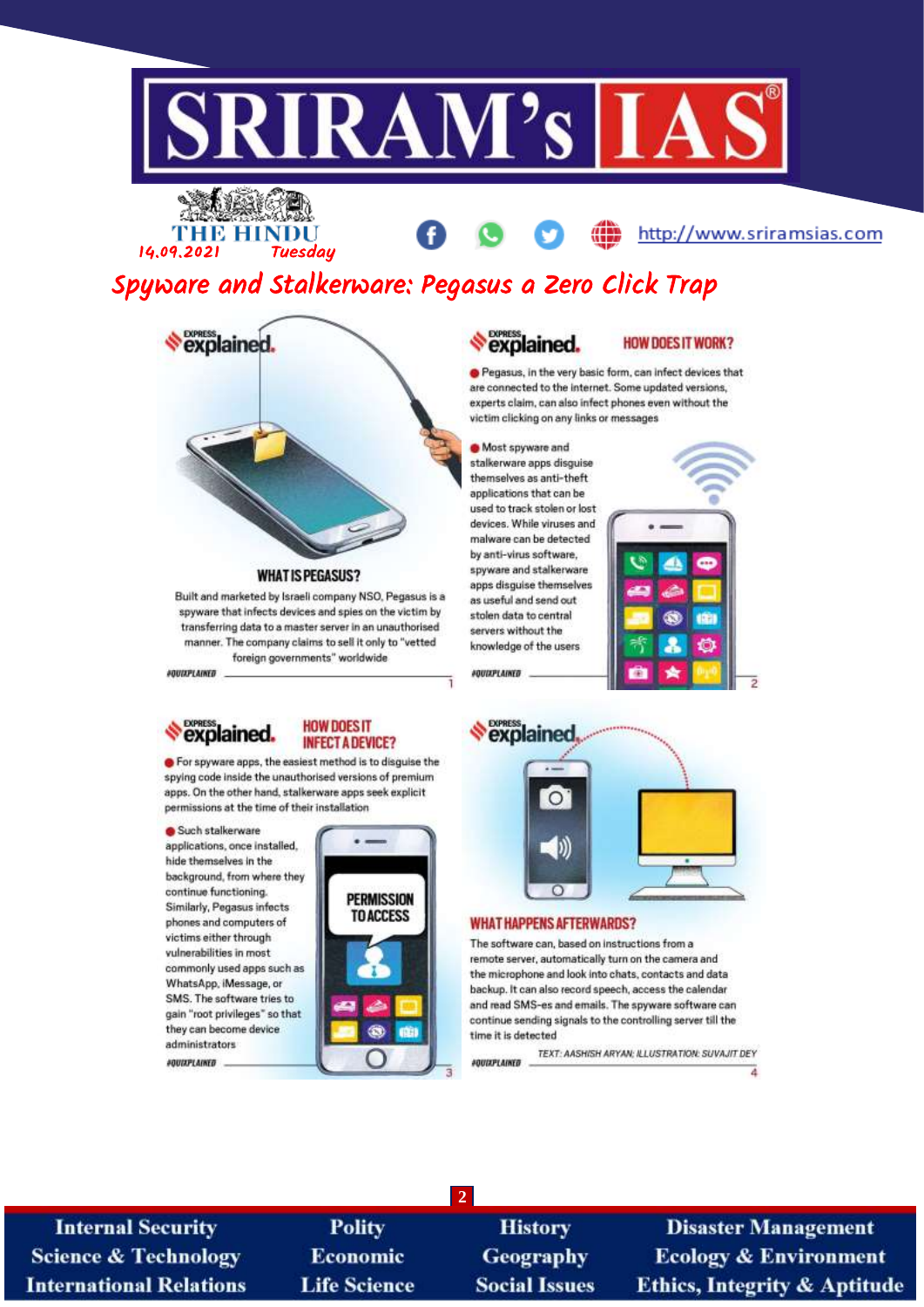THE HINDU
14.09.2021 Tuesday

# Spyware and Stalkerware: Pegasus a Zero Click Trap

## EXPRESS explained.

### WHAT IS PEGASUS?

Built and marketed by Israeli company NSO, Pegasus is a spyware that infects devices and spies on the victim by transferring data to a master server in an unauthorised manner. The company claims to sell it only to "vetted foreign governments" worldwide

#QUIXPLAINED

## EXPRESS explained.

### HOW DOES IT WORK?

- Pegasus, in the very basic form, can infect devices that are connected to the internet. Some updated versions, experts claim, can also infect phones even without the victim clicking on any links or messages
- Most spyware and stalkerware apps disguise themselves as anti-theft applications that can be used to track stolen or lost devices. While viruses and malware can be detected by anti-virus software, spyware and stalkerware apps disguise themselves as useful and send out stolen data to central servers without the knowledge of the users

#QUIXPLAINED

## EXPRESS explained.

### HOW DOES IT INFECT A DEVICE?

- For spyware apps, the easiest method is to disguise the spying code inside the unauthorised versions of premium apps. On the other hand, stalkerware apps seek explicit permissions at the time of their installation
- Such stalkerware applications, once installed, hide themselves in the background, from where they continue functioning. Similarly, Pegasus infects phones and computers of victims either through vulnerabilities in most commonly used apps such as WhatsApp, iMessage, or SMS. The software tries to gain "root privileges" so that they can become device administrators

PERMISSION TO ACCESS

#QUIXPLAINED

## EXPRESS explained.

### WHAT HAPPENS AFTERWARDS?

The software can, based on instructions from a remote server, automatically turn on the camera and the microphone and look into chats, contacts and data backup. It can also record speech, access the calendar and read SMS-es and emails. The spyware software can continue sending signals to the controlling server till the time it is detected

#QUIXPLAINED

TEXT: AASHISH ARYAN; ILLUSTRATION: SUVAJIT DEY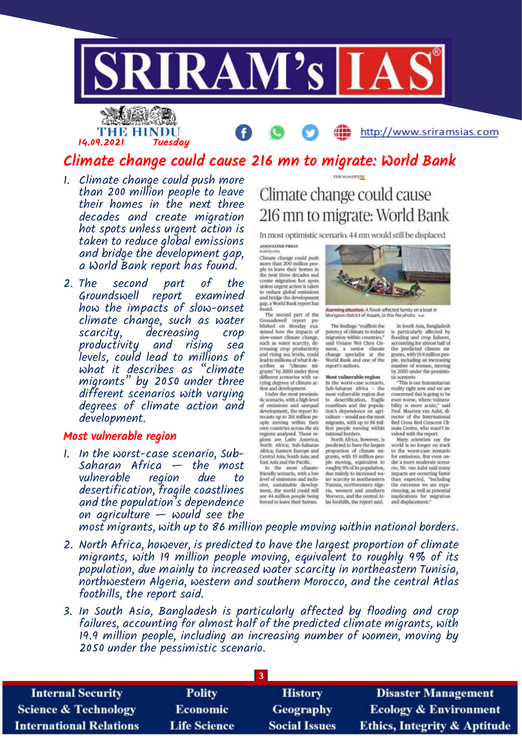# Climate change could cause 216 mn to migrate: World Bank

1. Climate change could push more than 200 million people to leave their homes in the next three decades and create migration hot spots unless urgent action is taken to reduce global emissions and bridge the development gap, a World Bank report has found.
2. The second part of the Groundswell report examined how the impacts of slow-onset climate change, such as water scarcity, decreasing crop productivity and rising sea levels, could lead to millions of what it describes as "climate migrants" by 2050 under three different scenarios with varying degrees of climate action and development.

## Most vulnerable region

1. In the worst-case scenario, Sub-Saharan Africa — the most vulnerable region due to desertification, fragile coastlines and the population's dependence on agriculture — would see the most migrants, with up to 86 million people moving within national borders.
2. North Africa, however, is predicted to have the largest proportion of climate migrants, with 19 million people moving, equivalent to roughly 9% of its population, due mainly to increased water scarcity in northeastern Tunisia, northwestern Algeria, western and southern Morocco, and the central Atlas foothills, the report said.
3. In South Asia, Bangladesh is particularly affected by flooding and crop failures, accounting for almost half of the predicted climate migrants, with 19.9 million people, including an increasing number of women, moving by 2050 under the pessimistic scenario.

---

# Climate change could cause 216 mn to migrate: World Bank

In most optimistic scenario, 44 mn would still be displaced

ASSOCIATED PRESS
BARCELONA

Climate change could push more than 200 million people to leave their homes in the next three decades and create migration hot spots unless urgent action is taken to reduce global emissions and bridge the development gap, a World Bank report has found.

The second part of the Groundswell report published on Monday examined how the impacts of slow-onset climate change, such as water scarcity, decreasing crop productivity and rising sea levels, could lead to millions of what it describes as "climate migrants" by 2050 under three different scenarios with varying degrees of climate action and development.

Under the most pessimistic scenario, with a high level of emissions and unequal development, the report forecasts up to 216 million people moving within their own countries across the six regions analysed. Those regions are Latin America; North Africa; Sub-Saharan Africa; Eastern Europe and Central Asia; South Asia; and East Asia and the Pacific.

In the most climate-friendly scenario, with a low level of emissions and inclusive, sustainable development, the world could still see 44 million people being forced to leave their homes.

**Alarming situation:** A flood-affected family on a boat in Morigaon district of Assam, in this file photo. AP

The findings "reaffirm the potency of climate to induce migration within countries," said Viviane Wei Chen Clement, a senior climate change specialist at the World Bank and one of the report's authors.

### Most vulnerable region

In the worst-case scenario, Sub-Saharan Africa — the most vulnerable region due to desertification, fragile coastlines and the population's dependence on agriculture — would see the most migrants, with up to 86 million people moving within national borders.

North Africa, however, is predicted to have the largest proportion of climate migrants, with 19 million people moving, equivalent to roughly 9% of its population, due mainly to increased water scarcity in northeastern Tunisia, northwestern Algeria, western and southern Morocco, and the central Atlas foothills, the report said.

In South Asia, Bangladesh is particularly affected by flooding and crop failures, accounting for almost half of the predicted climate migrants, with 19.9 million people, including an increasing number of women, moving by 2050 under the pessimistic scenario.

"This is our humanitarian reality right now and we are concerned this is going to be even worse, where vulnerability is more acute," said Prof. Maarten van Aalst, director of the International Red Cross Red Crescent Climate Centre, who wasn't involved with the report.

Many scientists say the world is no longer on track to the worst-case scenario for emissions. But even under a more moderate scenario, Mr. van Aalst said many impacts are occurring faster than expected, "including the extremes we are experiencing, as well as potential implications for migration and displacement."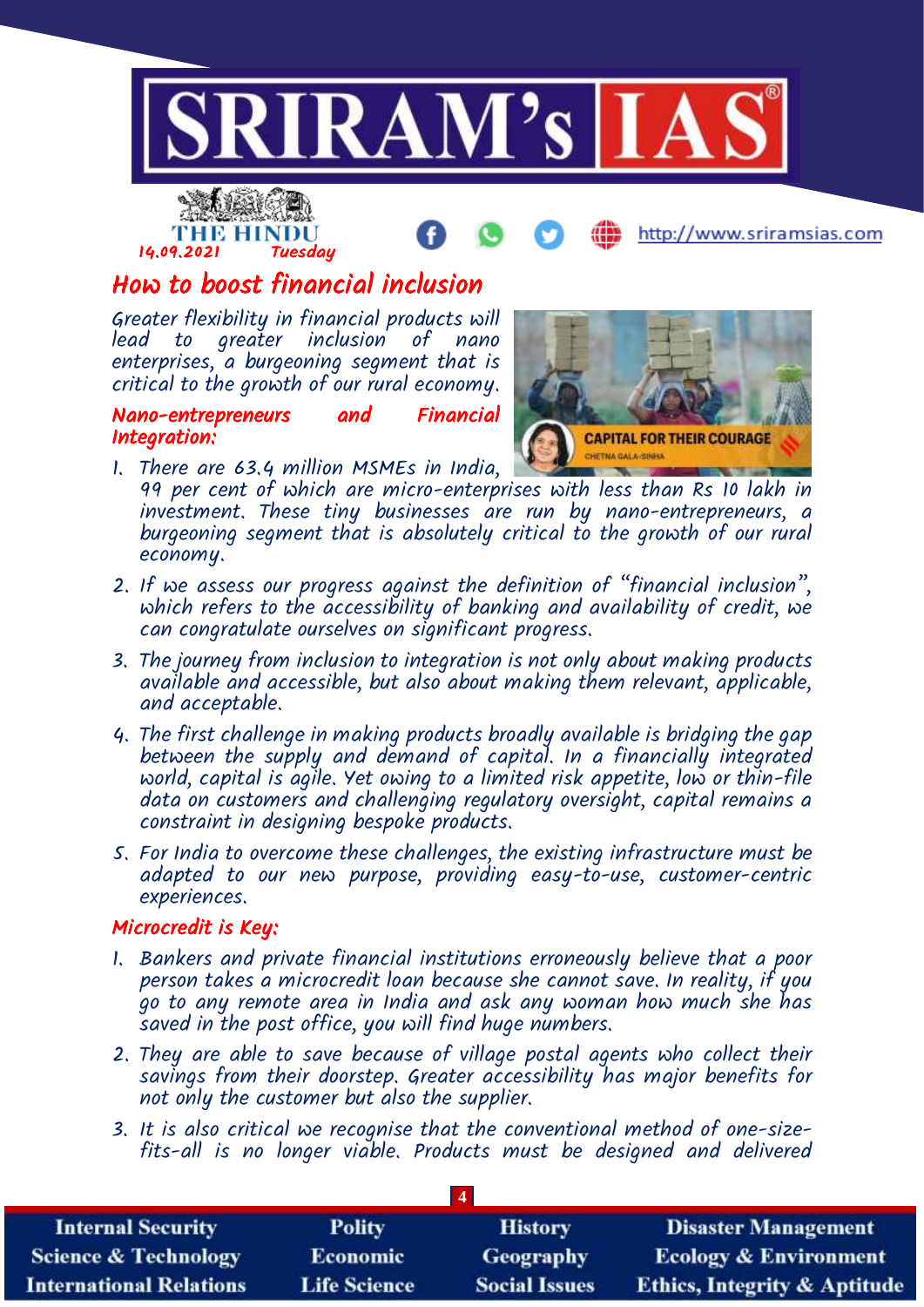# How to boost financial inclusion

Greater flexibility in financial products will lead to greater inclusion of nano enterprises, a burgeoning segment that is critical to the growth of our rural economy.

## Nano-entrepreneurs and Financial Integration:

1. There are 63.4 million MSMEs in India, 99 per cent of which are micro-enterprises with less than Rs 10 lakh in investment. These tiny businesses are run by nano-entrepreneurs, a burgeoning segment that is absolutely critical to the growth of our rural economy.
2. If we assess our progress against the definition of "financial inclusion", which refers to the accessibility of banking and availability of credit, we can congratulate ourselves on significant progress.
3. The journey from inclusion to integration is not only about making products available and accessible, but also about making them relevant, applicable, and acceptable.
4. The first challenge in making products broadly available is bridging the gap between the supply and demand of capital. In a financially integrated world, capital is agile. Yet owing to a limited risk appetite, low or thin-file data on customers and challenging regulatory oversight, capital remains a constraint in designing bespoke products.
5. For India to overcome these challenges, the existing infrastructure must be adapted to our new purpose, providing easy-to-use, customer-centric experiences.

## Microcredit is Key:

1. Bankers and private financial institutions erroneously believe that a poor person takes a microcredit loan because she cannot save. In reality, if you go to any remote area in India and ask any woman how much she has saved in the post office, you will find huge numbers.
2. They are able to save because of village postal agents who collect their savings from their doorstep. Greater accessibility has major benefits for not only the customer but also the supplier.
3. It is also critical we recognise that the conventional method of one-size-fits-all is no longer viable. Products must be designed and delivered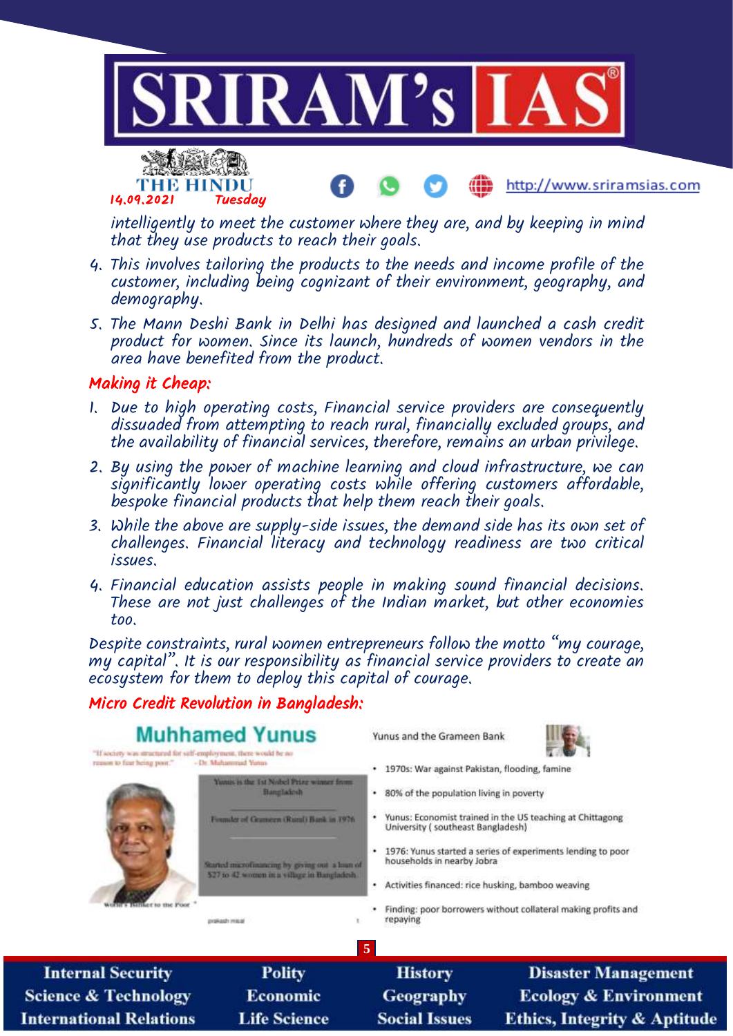intelligently to meet the customer where they are, and by keeping in mind that they use products to reach their goals.

4. This involves tailoring the products to the needs and income profile of the customer, including being cognizant of their environment, geography, and demography.
5. The Mann Deshi Bank in Delhi has designed and launched a cash credit product for women. Since its launch, hundreds of women vendors in the area have benefited from the product.

## Making it Cheap:

1. Due to high operating costs, Financial service providers are consequently dissuaded from attempting to reach rural, financially excluded groups, and the availability of financial services, therefore, remains an urban privilege.
2. By using the power of machine learning and cloud infrastructure, we can significantly lower operating costs while offering customers affordable, bespoke financial products that help them reach their goals.
3. While the above are supply-side issues, the demand side has its own set of challenges. Financial literacy and technology readiness are two critical issues.
4. Financial education assists people in making sound financial decisions. These are not just challenges of the Indian market, but other economies too.

Despite constraints, rural women entrepreneurs follow the motto "my courage, my capital". It is our responsibility as financial service providers to create an ecosystem for them to deploy this capital of courage.

## Micro Credit Revolution in Bangladesh:

### Muhhamed Yunus

"If society was structured for self-employment, there would be no reason to fear being poor." - Dr. Muhammad Yunus

- Yunus is the 1st Nobel Prize winner from Bangladesh
- Founder of Grameen (Rural) Bank in 1976
- Started microfinancing by giving out a loan of $27 to 42 women in a village in Bangladesh.

"World's Banker to the Poor"

### Yunus and the Grameen Bank

- 1970s: War against Pakistan, flooding, famine
- 80% of the population living in poverty
- Yunus: Economist trained in the US teaching at Chittagong University ( southeast Bangladesh)
- 1976: Yunus started a series of experiments lending to poor households in nearby Jobra
- Activities financed: rice husking, bamboo weaving
- Finding: poor borrowers without collateral making profits and repaying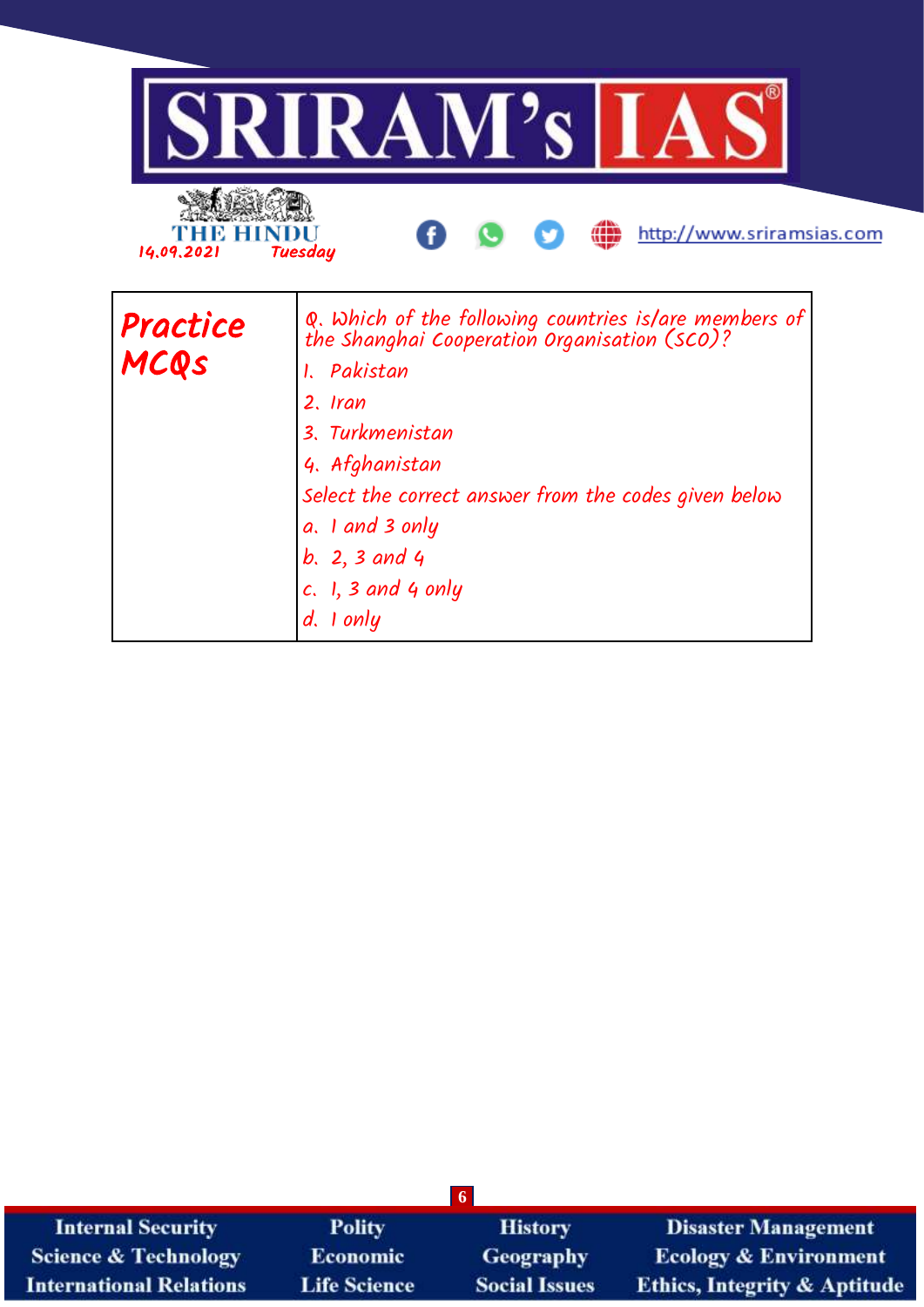| | |
|---|---|
| **Practice MCQs** | Q. Which of the following countries is/are members of the Shanghai Cooperation Organisation (SCO)?<br>1. Pakistan<br>2. Iran<br>3. Turkmenistan<br>4. Afghanistan<br>Select the correct answer from the codes given below<br>a. 1 and 3 only<br>b. 2, 3 and 4<br>c. 1, 3 and 4 only<br>d. 1 only |